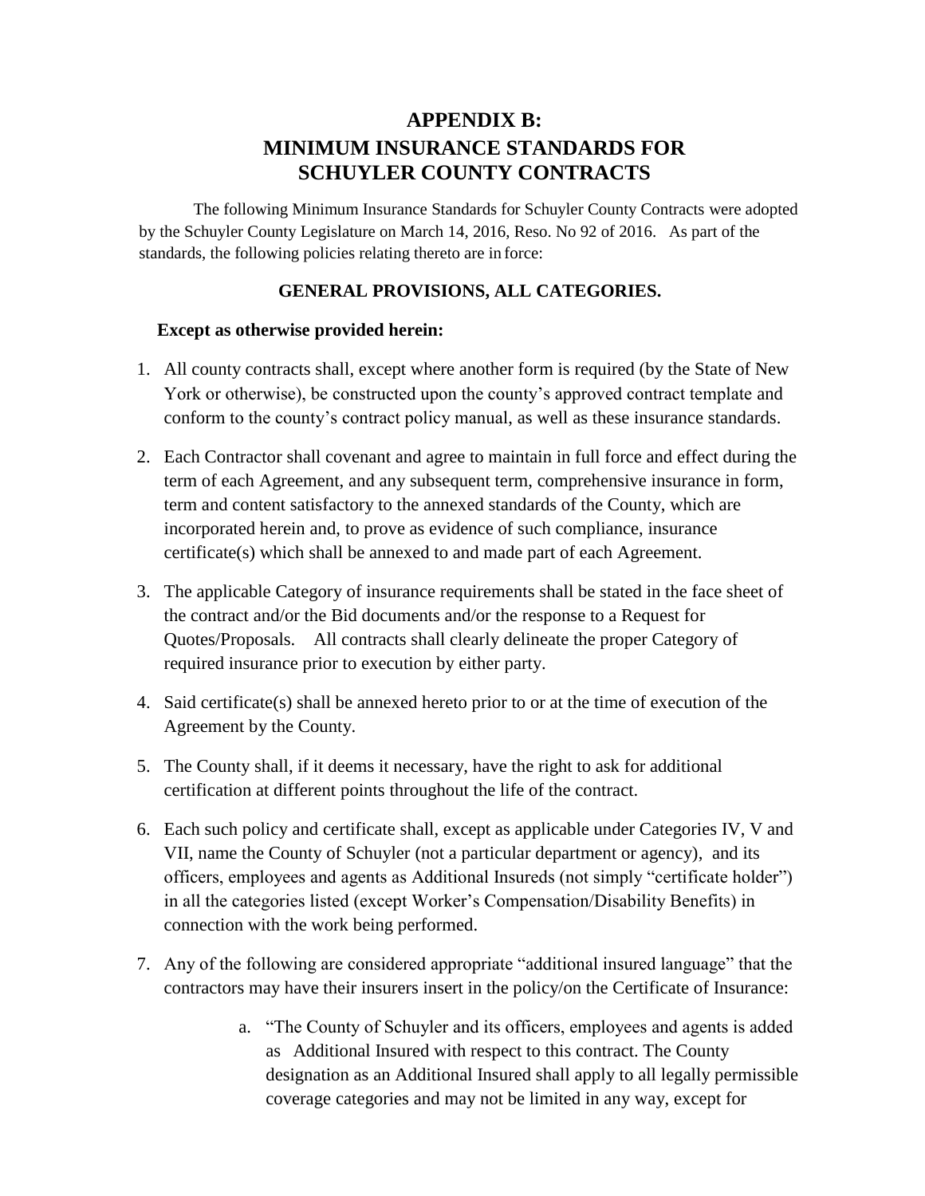# APPENDIX B:
# MINIMUM INSURANCE STANDARDS FOR SCHUYLER COUNTY CONTRACTS

The following Minimum Insurance Standards for Schuyler County Contracts were adopted by the Schuyler County Legislature on March 14, 2016, Reso. No 92 of 2016. As part of the standards, the following policies relating thereto are in force:

## GENERAL PROVISIONS, ALL CATEGORIES.

**Except as otherwise provided herein:**

1. All county contracts shall, except where another form is required (by the State of New York or otherwise), be constructed upon the county's approved contract template and conform to the county's contract policy manual, as well as these insurance standards.
2. Each Contractor shall covenant and agree to maintain in full force and effect during the term of each Agreement, and any subsequent term, comprehensive insurance in form, term and content satisfactory to the annexed standards of the County, which are incorporated herein and, to prove as evidence of such compliance, insurance certificate(s) which shall be annexed to and made part of each Agreement.
3. The applicable Category of insurance requirements shall be stated in the face sheet of the contract and/or the Bid documents and/or the response to a Request for Quotes/Proposals. All contracts shall clearly delineate the proper Category of required insurance prior to execution by either party.
4. Said certificate(s) shall be annexed hereto prior to or at the time of execution of the Agreement by the County.
5. The County shall, if it deems it necessary, have the right to ask for additional certification at different points throughout the life of the contract.
6. Each such policy and certificate shall, except as applicable under Categories IV, V and VII, name the County of Schuyler (not a particular department or agency), and its officers, employees and agents as Additional Insureds (not simply "certificate holder") in all the categories listed (except Worker's Compensation/Disability Benefits) in connection with the work being performed.
7. Any of the following are considered appropriate "additional insured language" that the contractors may have their insurers insert in the policy/on the Certificate of Insurance:
   a. "The County of Schuyler and its officers, employees and agents is added as Additional Insured with respect to this contract. The County designation as an Additional Insured shall apply to all legally permissible coverage categories and may not be limited in any way, except for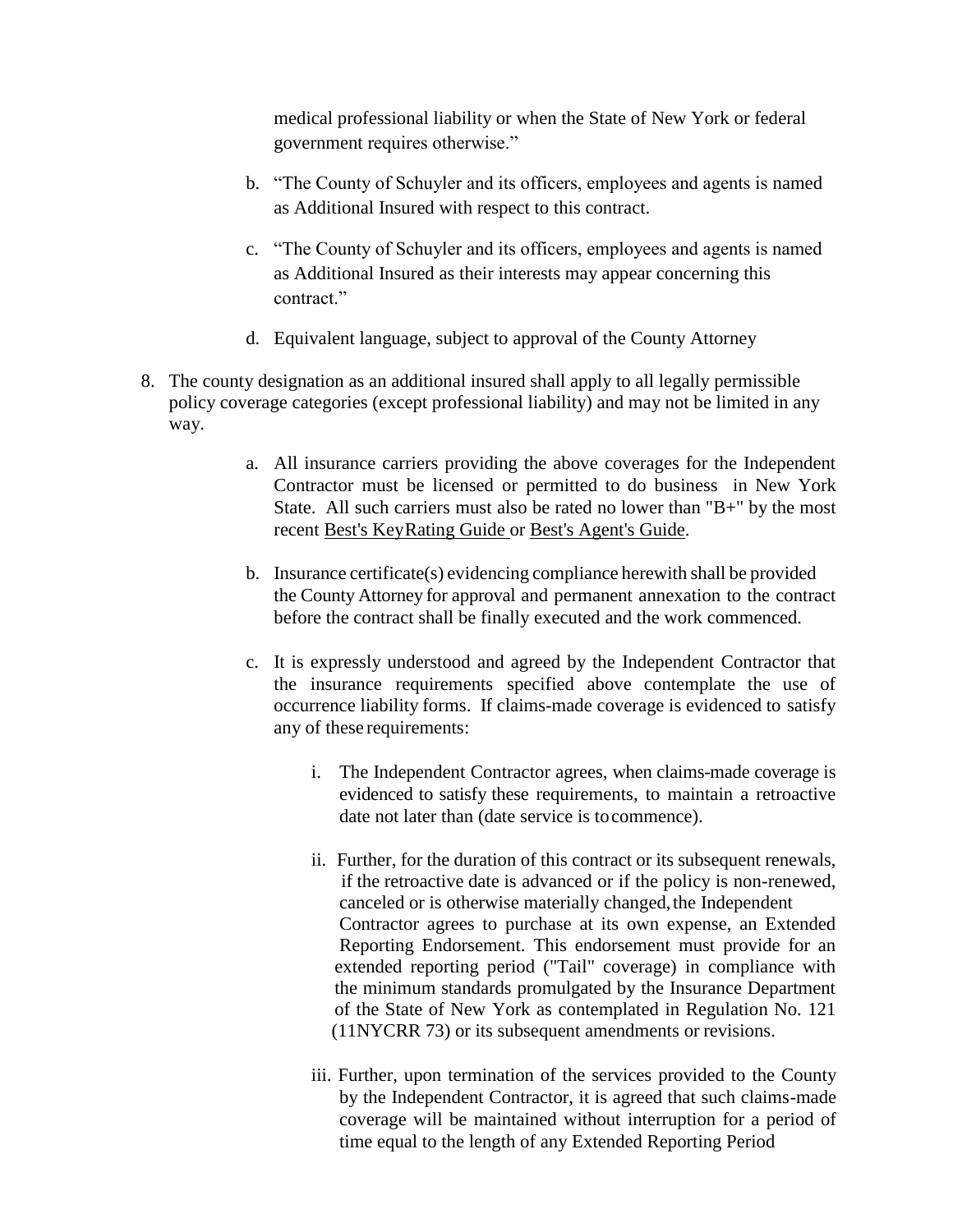medical professional liability or when the State of New York or federal government requires otherwise."

b. "The County of Schuyler and its officers, employees and agents is named as Additional Insured with respect to this contract.

c. "The County of Schuyler and its officers, employees and agents is named as Additional Insured as their interests may appear concerning this contract."

d. Equivalent language, subject to approval of the County Attorney

8. The county designation as an additional insured shall apply to all legally permissible policy coverage categories (except professional liability) and may not be limited in any way.

   a. All insurance carriers providing the above coverages for the Independent Contractor must be licensed or permitted to do business in New York State. All such carriers must also be rated no lower than "B+" by the most recent Best's KeyRating Guide or Best's Agent's Guide.

   b. Insurance certificate(s) evidencing compliance herewith shall be provided the County Attorney for approval and permanent annexation to the contract before the contract shall be finally executed and the work commenced.

   c. It is expressly understood and agreed by the Independent Contractor that the insurance requirements specified above contemplate the use of occurrence liability forms. If claims-made coverage is evidenced to satisfy any of these requirements:

      i. The Independent Contractor agrees, when claims-made coverage is evidenced to satisfy these requirements, to maintain a retroactive date not later than (date service is to commence).

      ii. Further, for the duration of this contract or its subsequent renewals, if the retroactive date is advanced or if the policy is non-renewed, canceled or is otherwise materially changed, the Independent Contractor agrees to purchase at its own expense, an Extended Reporting Endorsement. This endorsement must provide for an extended reporting period ("Tail" coverage) in compliance with the minimum standards promulgated by the Insurance Department of the State of New York as contemplated in Regulation No. 121 (11NYCRR 73) or its subsequent amendments or revisions.

      iii. Further, upon termination of the services provided to the County by the Independent Contractor, it is agreed that such claims-made coverage will be maintained without interruption for a period of time equal to the length of any Extended Reporting Period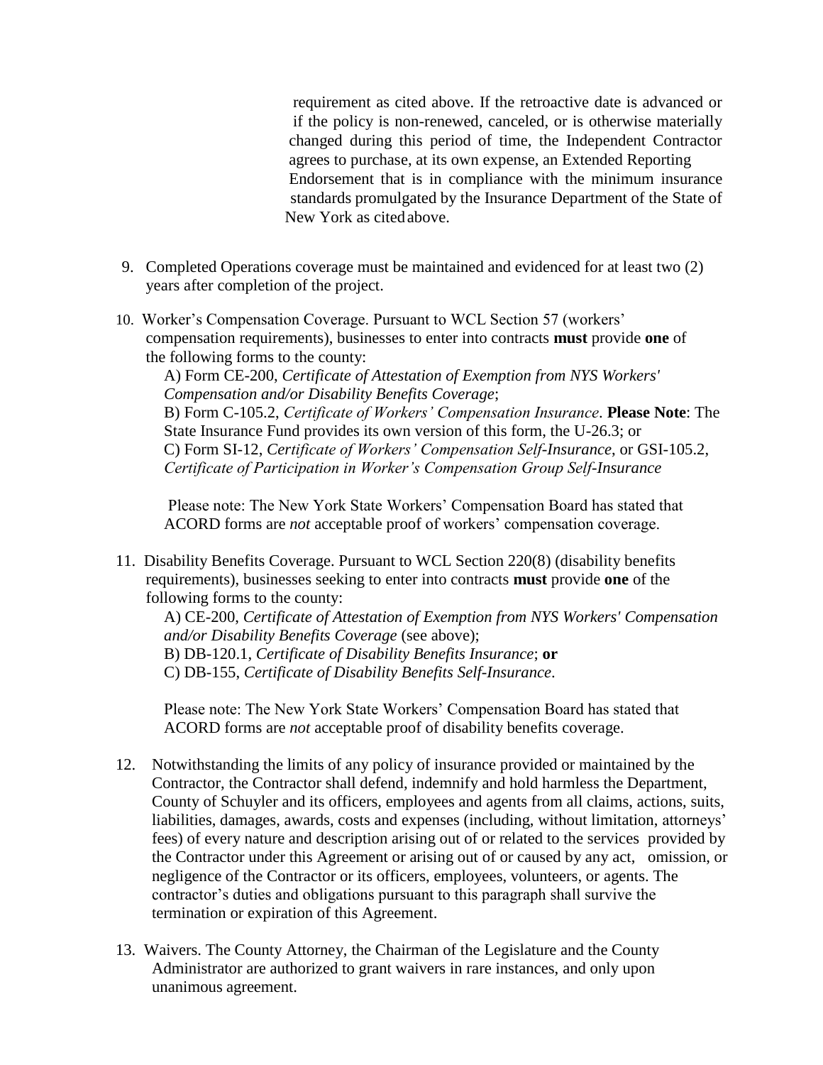requirement as cited above. If the retroactive date is advanced or if the policy is non-renewed, canceled, or is otherwise materially changed during this period of time, the Independent Contractor agrees to purchase, at its own expense, an Extended Reporting Endorsement that is in compliance with the minimum insurance standards promulgated by the Insurance Department of the State of New York as cited above.

9. Completed Operations coverage must be maintained and evidenced for at least two (2) years after completion of the project.

10. Worker's Compensation Coverage. Pursuant to WCL Section 57 (workers' compensation requirements), businesses to enter into contracts **must** provide **one** of the following forms to the county:

    A) Form CE-200, *Certificate of Attestation of Exemption from NYS Workers' Compensation and/or Disability Benefits Coverage*;
    B) Form C-105.2, *Certificate of Workers' Compensation Insurance*. **Please Note**: The State Insurance Fund provides its own version of this form, the U-26.3; or
    C) Form SI-12, *Certificate of Workers' Compensation Self-Insurance*, or GSI-105.2, *Certificate of Participation in Worker's Compensation Group Self-Insurance*

    Please note: The New York State Workers' Compensation Board has stated that ACORD forms are *not* acceptable proof of workers' compensation coverage.

11. Disability Benefits Coverage. Pursuant to WCL Section 220(8) (disability benefits requirements), businesses seeking to enter into contracts **must** provide **one** of the following forms to the county:

    A) CE-200, *Certificate of Attestation of Exemption from NYS Workers' Compensation and/or Disability Benefits Coverage* (see above);
    B) DB-120.1, *Certificate of Disability Benefits Insurance*; **or**
    C) DB-155, *Certificate of Disability Benefits Self-Insurance*.

    Please note: The New York State Workers' Compensation Board has stated that ACORD forms are *not* acceptable proof of disability benefits coverage.

12. Notwithstanding the limits of any policy of insurance provided or maintained by the Contractor, the Contractor shall defend, indemnify and hold harmless the Department, County of Schuyler and its officers, employees and agents from all claims, actions, suits, liabilities, damages, awards, costs and expenses (including, without limitation, attorneys' fees) of every nature and description arising out of or related to the services provided by the Contractor under this Agreement or arising out of or caused by any act, omission, or negligence of the Contractor or its officers, employees, volunteers, or agents. The contractor's duties and obligations pursuant to this paragraph shall survive the termination or expiration of this Agreement.

13. Waivers. The County Attorney, the Chairman of the Legislature and the County Administrator are authorized to grant waivers in rare instances, and only upon unanimous agreement.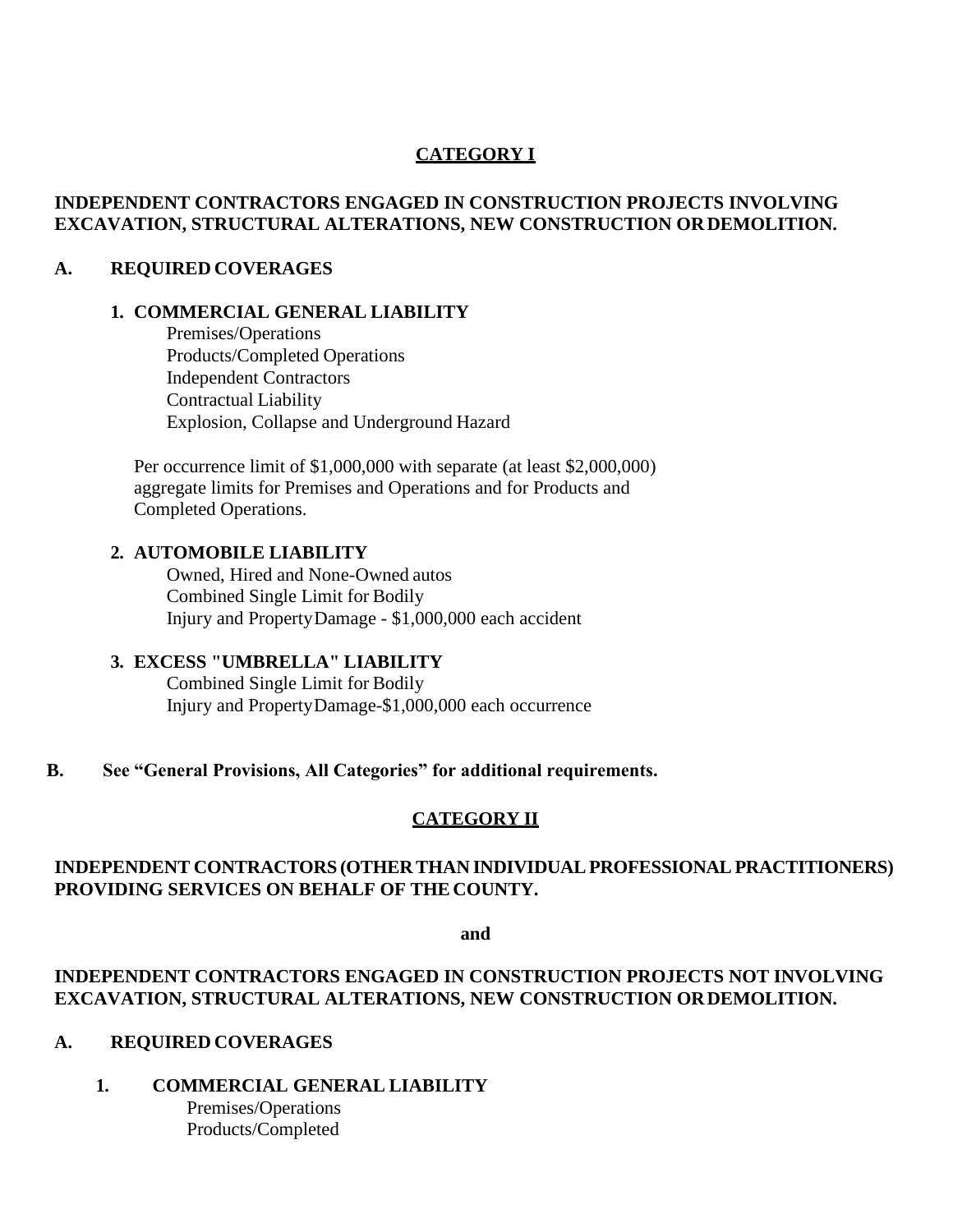## CATEGORY I

**INDEPENDENT CONTRACTORS ENGAGED IN CONSTRUCTION PROJECTS INVOLVING EXCAVATION, STRUCTURAL ALTERATIONS, NEW CONSTRUCTION OR DEMOLITION.**

**A. REQUIRED COVERAGES**

**1. COMMERCIAL GENERAL LIABILITY**

Premises/Operations
Products/Completed Operations
Independent Contractors
Contractual Liability
Explosion, Collapse and Underground Hazard

Per occurrence limit of $1,000,000 with separate (at least $2,000,000) aggregate limits for Premises and Operations and for Products and Completed Operations.

**2. AUTOMOBILE LIABILITY**

Owned, Hired and None-Owned autos
Combined Single Limit for Bodily Injury and Property Damage - $1,000,000 each accident

**3. EXCESS "UMBRELLA" LIABILITY**

Combined Single Limit for Bodily Injury and Property Damage-$1,000,000 each occurrence

**B. See "General Provisions, All Categories" for additional requirements.**

## CATEGORY II

**INDEPENDENT CONTRACTORS (OTHER THAN INDIVIDUAL PROFESSIONAL PRACTITIONERS) PROVIDING SERVICES ON BEHALF OF THE COUNTY.**

**and**

**INDEPENDENT CONTRACTORS ENGAGED IN CONSTRUCTION PROJECTS NOT INVOLVING EXCAVATION, STRUCTURAL ALTERATIONS, NEW CONSTRUCTION OR DEMOLITION.**

**A. REQUIRED COVERAGES**

**1. COMMERCIAL GENERAL LIABILITY**

Premises/Operations
Products/Completed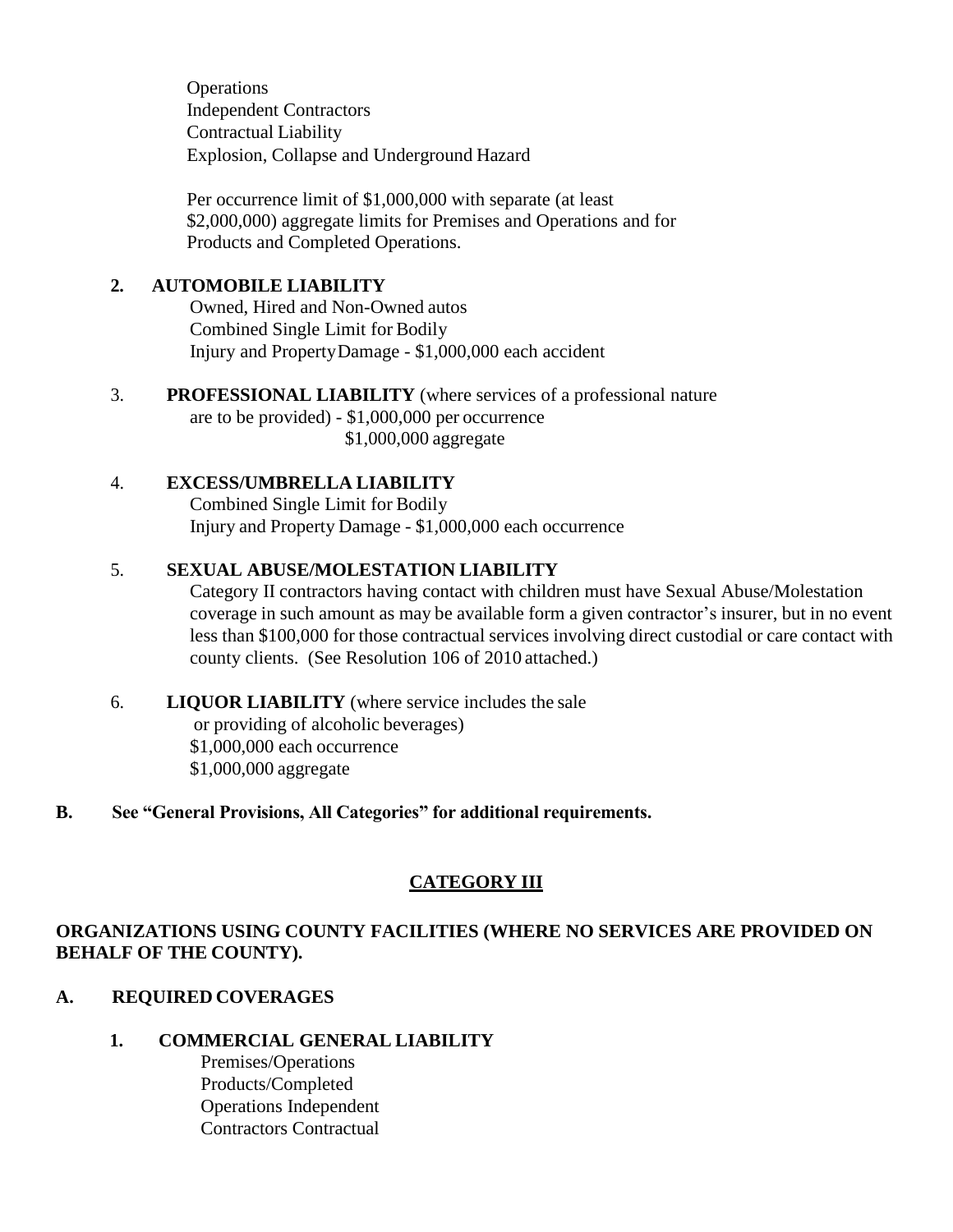Operations
Independent Contractors
Contractual Liability
Explosion, Collapse and Underground Hazard

Per occurrence limit of $1,000,000 with separate (at least $2,000,000) aggregate limits for Premises and Operations and for Products and Completed Operations.

**2. AUTOMOBILE LIABILITY**

Owned, Hired and Non-Owned autos
Combined Single Limit for Bodily Injury and Property Damage - $1,000,000 each accident

3. **PROFESSIONAL LIABILITY** (where services of a professional nature are to be provided) - $1,000,000 per occurrence
$1,000,000 aggregate

4. **EXCESS/UMBRELLA LIABILITY**

Combined Single Limit for Bodily Injury and Property Damage - $1,000,000 each occurrence

5. **SEXUAL ABUSE/MOLESTATION LIABILITY**

Category II contractors having contact with children must have Sexual Abuse/Molestation coverage in such amount as may be available form a given contractor's insurer, but in no event less than $100,000 for those contractual services involving direct custodial or care contact with county clients. (See Resolution 106 of 2010 attached.)

6. **LIQUOR LIABILITY** (where service includes the sale or providing of alcoholic beverages)
$1,000,000 each occurrence
$1,000,000 aggregate

**B. See "General Provisions, All Categories" for additional requirements.**

## CATEGORY III

**ORGANIZATIONS USING COUNTY FACILITIES (WHERE NO SERVICES ARE PROVIDED ON BEHALF OF THE COUNTY).**

**A. REQUIRED COVERAGES**

**1. COMMERCIAL GENERAL LIABILITY**

Premises/Operations
Products/Completed
Operations Independent
Contractors Contractual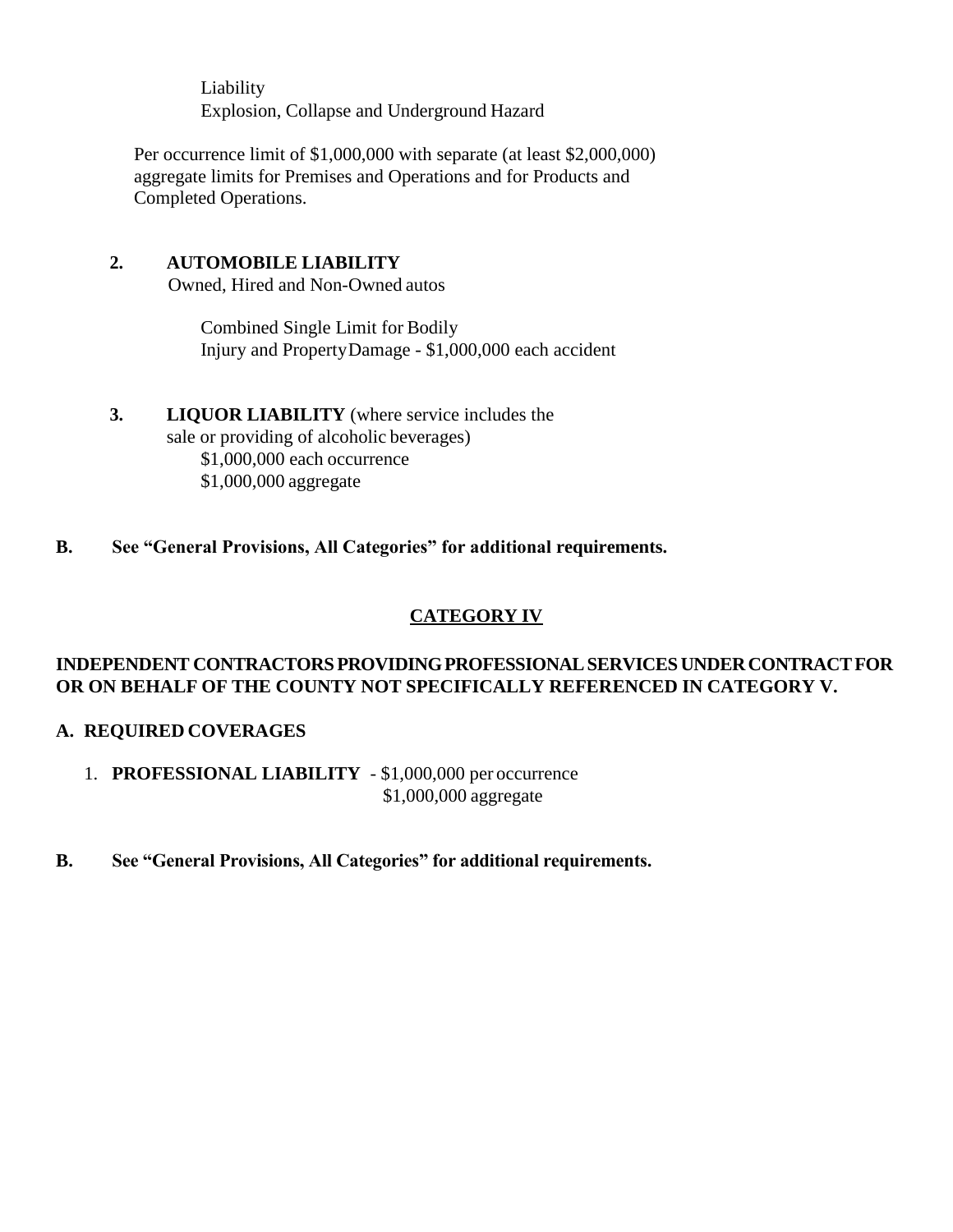Liability
Explosion, Collapse and Underground Hazard

Per occurrence limit of $1,000,000 with separate (at least $2,000,000) aggregate limits for Premises and Operations and for Products and Completed Operations.

**2. AUTOMOBILE LIABILITY**
Owned, Hired and Non-Owned autos

Combined Single Limit for Bodily Injury and Property Damage - $1,000,000 each accident

**3. LIQUOR LIABILITY** (where service includes the sale or providing of alcoholic beverages)
$1,000,000 each occurrence
$1,000,000 aggregate

**B. See "General Provisions, All Categories" for additional requirements.**

## CATEGORY IV

**INDEPENDENT CONTRACTORS PROVIDING PROFESSIONAL SERVICES UNDER CONTRACT FOR OR ON BEHALF OF THE COUNTY NOT SPECIFICALLY REFERENCED IN CATEGORY V.**

**A. REQUIRED COVERAGES**

1. **PROFESSIONAL LIABILITY** - $1,000,000 per occurrence
   $1,000,000 aggregate

**B. See "General Provisions, All Categories" for additional requirements.**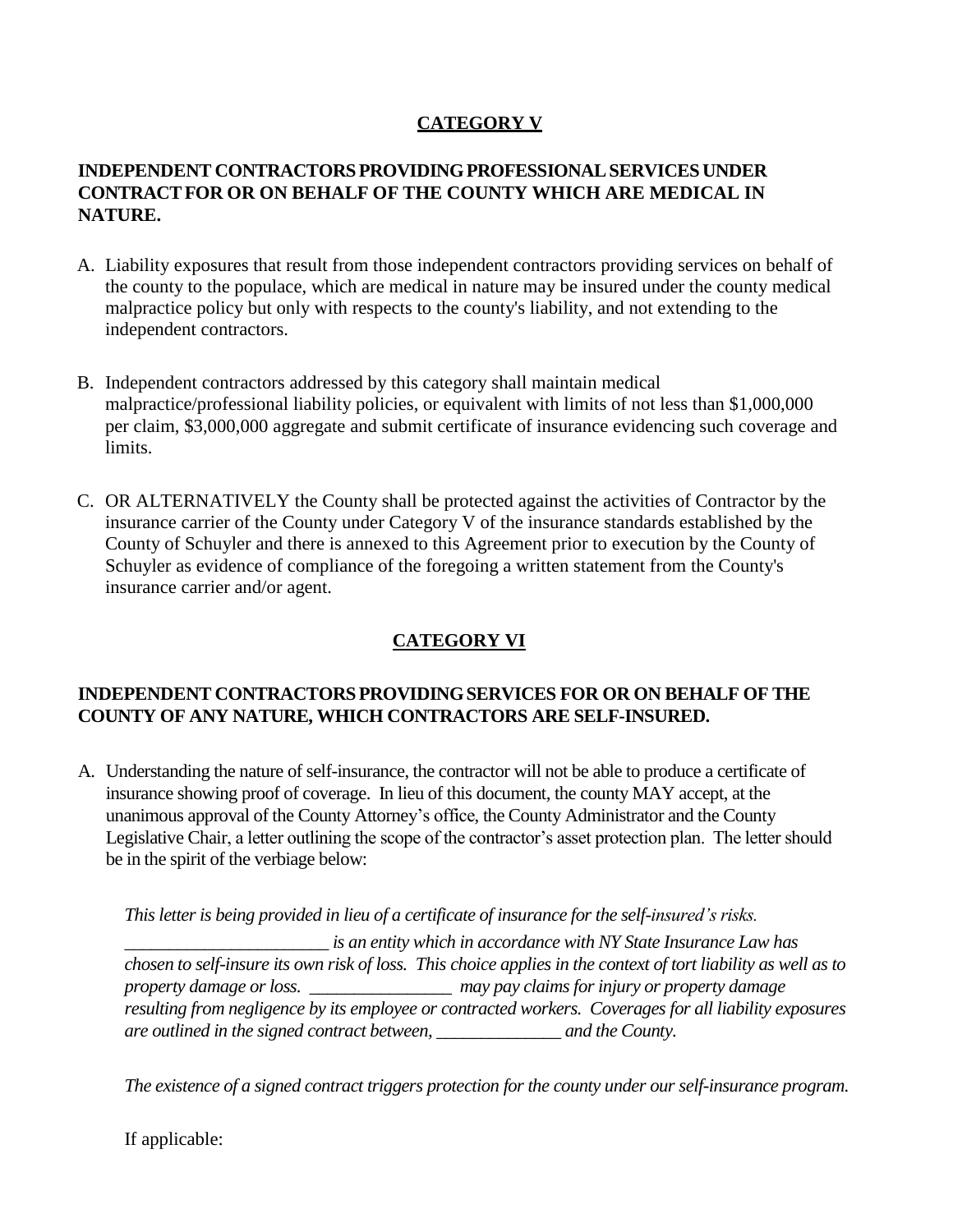## CATEGORY V

**INDEPENDENT CONTRACTORS PROVIDING PROFESSIONAL SERVICES UNDER CONTRACT FOR OR ON BEHALF OF THE COUNTY WHICH ARE MEDICAL IN NATURE.**

A. Liability exposures that result from those independent contractors providing services on behalf of the county to the populace, which are medical in nature may be insured under the county medical malpractice policy but only with respects to the county's liability, and not extending to the independent contractors.

B. Independent contractors addressed by this category shall maintain medical malpractice/professional liability policies, or equivalent with limits of not less than $1,000,000 per claim, $3,000,000 aggregate and submit certificate of insurance evidencing such coverage and limits.

C. OR ALTERNATIVELY the County shall be protected against the activities of Contractor by the insurance carrier of the County under Category V of the insurance standards established by the County of Schuyler and there is annexed to this Agreement prior to execution by the County of Schuyler as evidence of compliance of the foregoing a written statement from the County's insurance carrier and/or agent.

## CATEGORY VI

**INDEPENDENT CONTRACTORS PROVIDING SERVICES FOR OR ON BEHALF OF THE COUNTY OF ANY NATURE, WHICH CONTRACTORS ARE SELF-INSURED.**

A. Understanding the nature of self-insurance, the contractor will not be able to produce a certificate of insurance showing proof of coverage. In lieu of this document, the county MAY accept, at the unanimous approval of the County Attorney's office, the County Administrator and the County Legislative Chair, a letter outlining the scope of the contractor's asset protection plan. The letter should be in the spirit of the verbiage below:

   *This letter is being provided in lieu of a certificate of insurance for the self-insured's risks. _______________________ is an entity which in accordance with NY State Insurance Law has chosen to self-insure its own risk of loss. This choice applies in the context of tort liability as well as to property damage or loss. ________________ may pay claims for injury or property damage resulting from negligence by its employee or contracted workers. Coverages for all liability exposures are outlined in the signed contract between, ______________ and the County.*

   *The existence of a signed contract triggers protection for the county under our self-insurance program.*

   If applicable: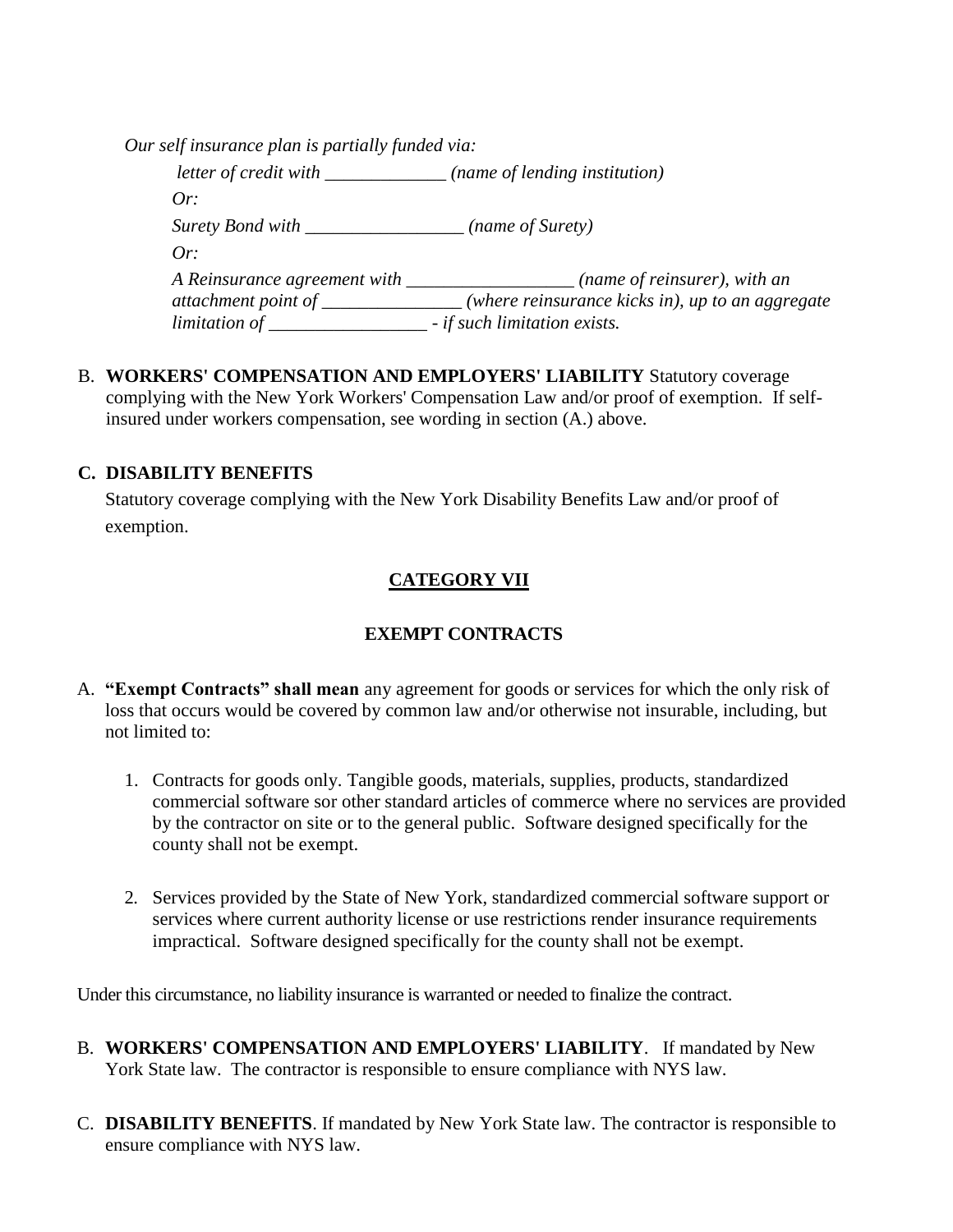*Our self insurance plan is partially funded via:*

> *letter of credit with _____________ (name of lending institution)*
>
> *Or:*
>
> *Surety Bond with _________________ (name of Surety)*
>
> *Or:*
>
> *A Reinsurance agreement with __________________ (name of reinsurer), with an attachment point of _______________ (where reinsurance kicks in), up to an aggregate limitation of _________________ - if such limitation exists.*

B. **WORKERS' COMPENSATION AND EMPLOYERS' LIABILITY** Statutory coverage complying with the New York Workers' Compensation Law and/or proof of exemption. If self-insured under workers compensation, see wording in section (A.) above.

**C. DISABILITY BENEFITS**

Statutory coverage complying with the New York Disability Benefits Law and/or proof of exemption.

## CATEGORY VII

### EXEMPT CONTRACTS

A. **"Exempt Contracts" shall mean** any agreement for goods or services for which the only risk of loss that occurs would be covered by common law and/or otherwise not insurable, including, but not limited to:

1. Contracts for goods only. Tangible goods, materials, supplies, products, standardized commercial software sor other standard articles of commerce where no services are provided by the contractor on site or to the general public. Software designed specifically for the county shall not be exempt.

2. Services provided by the State of New York, standardized commercial software support or services where current authority license or use restrictions render insurance requirements impractical. Software designed specifically for the county shall not be exempt.

Under this circumstance, no liability insurance is warranted or needed to finalize the contract.

B. **WORKERS' COMPENSATION AND EMPLOYERS' LIABILITY**. If mandated by New York State law. The contractor is responsible to ensure compliance with NYS law.

C. **DISABILITY BENEFITS**. If mandated by New York State law. The contractor is responsible to ensure compliance with NYS law.